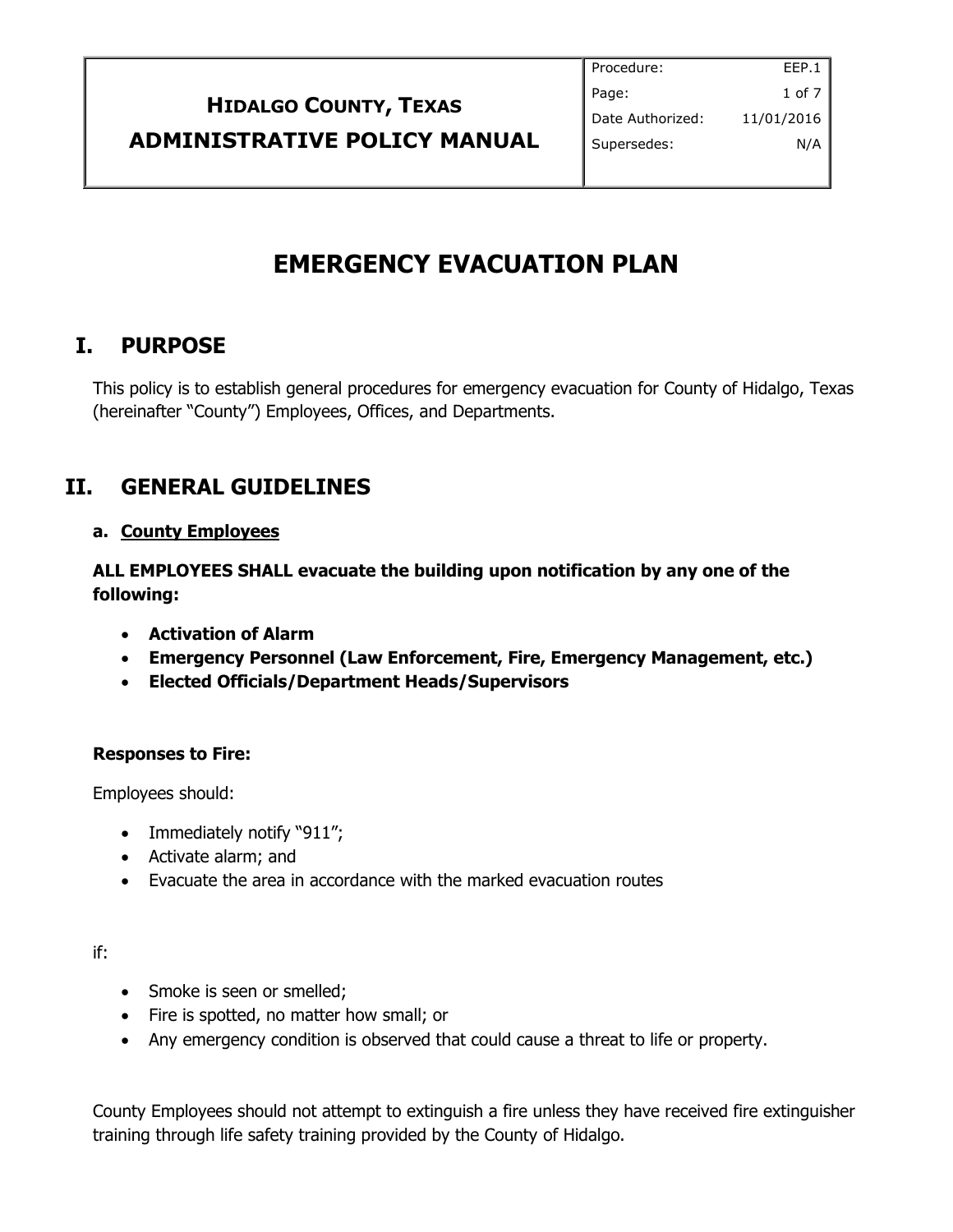| HIDALGO COUNTY, TEXAS<br>ADMINISTRATIVE POLICY MANUAL | Procedure: EEP.1<br>Date Authorized: 11/01/2016<br>Supersedes: N/A |
|---|---|

# EMERGENCY EVACUATION PLAN

## I. PURPOSE

This policy is to establish general procedures for emergency evacuation for County of Hidalgo, Texas (hereinafter "County") Employees, Offices, and Departments.

## II. GENERAL GUIDELINES

### a. County Employees

**ALL EMPLOYEES SHALL evacuate the building upon notification by any one of the following:**

- **Activation of Alarm**
- **Emergency Personnel (Law Enforcement, Fire, Emergency Management, etc.)**
- **Elected Officials/Department Heads/Supervisors**

**Responses to Fire:**

Employees should:

- Immediately notify "911";
- Activate alarm; and
- Evacuate the area in accordance with the marked evacuation routes

if:

- Smoke is seen or smelled;
- Fire is spotted, no matter how small; or
- Any emergency condition is observed that could cause a threat to life or property.

County Employees should not attempt to extinguish a fire unless they have received fire extinguisher training through life safety training provided by the County of Hidalgo.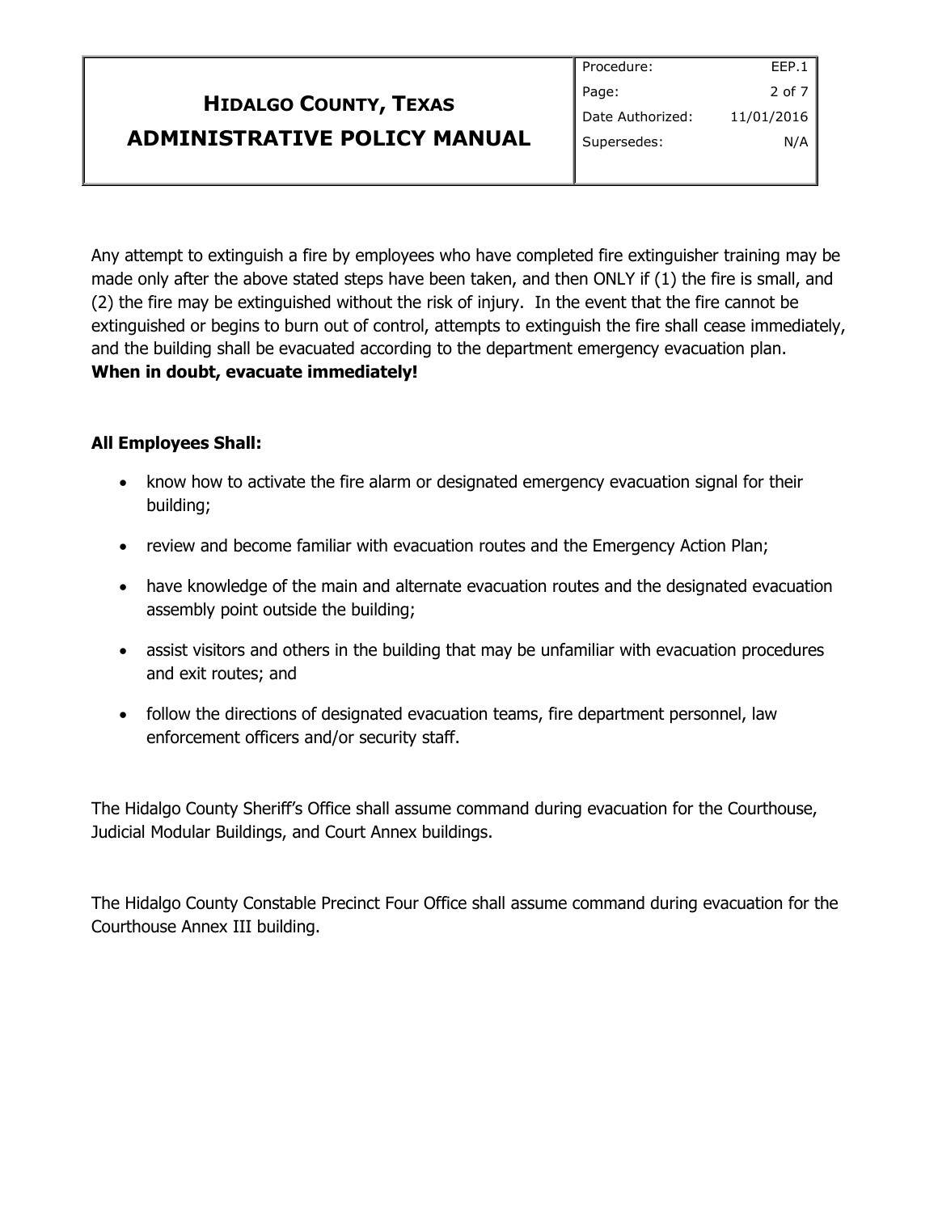Any attempt to extinguish a fire by employees who have completed fire extinguisher training may be made only after the above stated steps have been taken, and then ONLY if (1) the fire is small, and (2) the fire may be extinguished without the risk of injury. In the event that the fire cannot be extinguished or begins to burn out of control, attempts to extinguish the fire shall cease immediately, and the building shall be evacuated according to the department emergency evacuation plan. **When in doubt, evacuate immediately!**

**All Employees Shall:**

- know how to activate the fire alarm or designated emergency evacuation signal for their building;
- review and become familiar with evacuation routes and the Emergency Action Plan;
- have knowledge of the main and alternate evacuation routes and the designated evacuation assembly point outside the building;
- assist visitors and others in the building that may be unfamiliar with evacuation procedures and exit routes; and
- follow the directions of designated evacuation teams, fire department personnel, law enforcement officers and/or security staff.

The Hidalgo County Sheriff's Office shall assume command during evacuation for the Courthouse, Judicial Modular Buildings, and Court Annex buildings.

The Hidalgo County Constable Precinct Four Office shall assume command during evacuation for the Courthouse Annex III building.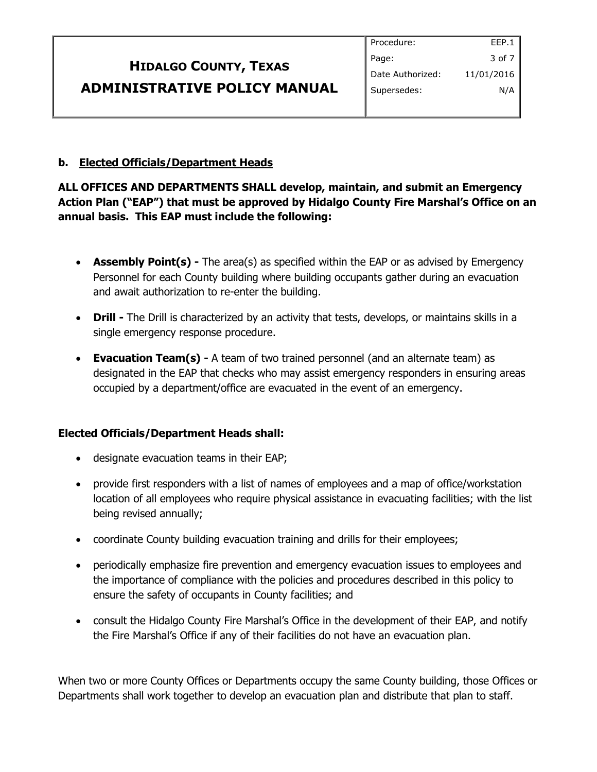#### b. Elected Officials/Department Heads

**ALL OFFICES AND DEPARTMENTS SHALL develop, maintain, and submit an Emergency Action Plan ("EAP") that must be approved by Hidalgo County Fire Marshal's Office on an annual basis. This EAP must include the following:**

- **Assembly Point(s) -** The area(s) as specified within the EAP or as advised by Emergency Personnel for each County building where building occupants gather during an evacuation and await authorization to re-enter the building.
- **Drill -** The Drill is characterized by an activity that tests, develops, or maintains skills in a single emergency response procedure.
- **Evacuation Team(s) -** A team of two trained personnel (and an alternate team) as designated in the EAP that checks who may assist emergency responders in ensuring areas occupied by a department/office are evacuated in the event of an emergency.

**Elected Officials/Department Heads shall:**

- designate evacuation teams in their EAP;
- provide first responders with a list of names of employees and a map of office/workstation location of all employees who require physical assistance in evacuating facilities; with the list being revised annually;
- coordinate County building evacuation training and drills for their employees;
- periodically emphasize fire prevention and emergency evacuation issues to employees and the importance of compliance with the policies and procedures described in this policy to ensure the safety of occupants in County facilities; and
- consult the Hidalgo County Fire Marshal's Office in the development of their EAP, and notify the Fire Marshal's Office if any of their facilities do not have an evacuation plan.

When two or more County Offices or Departments occupy the same County building, those Offices or Departments shall work together to develop an evacuation plan and distribute that plan to staff.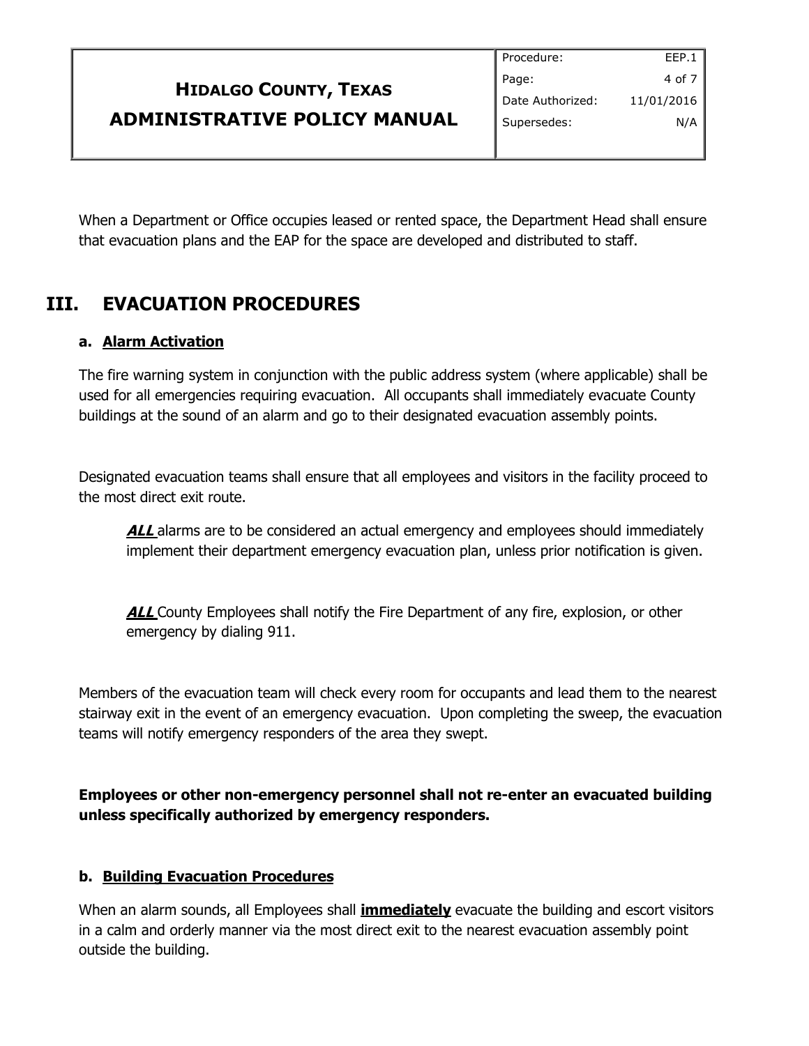When a Department or Office occupies leased or rented space, the Department Head shall ensure that evacuation plans and the EAP for the space are developed and distributed to staff.

## III. EVACUATION PROCEDURES

### a. Alarm Activation

The fire warning system in conjunction with the public address system (where applicable) shall be used for all emergencies requiring evacuation. All occupants shall immediately evacuate County buildings at the sound of an alarm and go to their designated evacuation assembly points.

Designated evacuation teams shall ensure that all employees and visitors in the facility proceed to the most direct exit route.

> ***ALL*** alarms are to be considered an actual emergency and employees should immediately implement their department emergency evacuation plan, unless prior notification is given.
>
> ***ALL*** County Employees shall notify the Fire Department of any fire, explosion, or other emergency by dialing 911.

Members of the evacuation team will check every room for occupants and lead them to the nearest stairway exit in the event of an emergency evacuation. Upon completing the sweep, the evacuation teams will notify emergency responders of the area they swept.

**Employees or other non-emergency personnel shall not re-enter an evacuated building unless specifically authorized by emergency responders.**

### b. Building Evacuation Procedures

When an alarm sounds, all Employees shall **immediately** evacuate the building and escort visitors in a calm and orderly manner via the most direct exit to the nearest evacuation assembly point outside the building.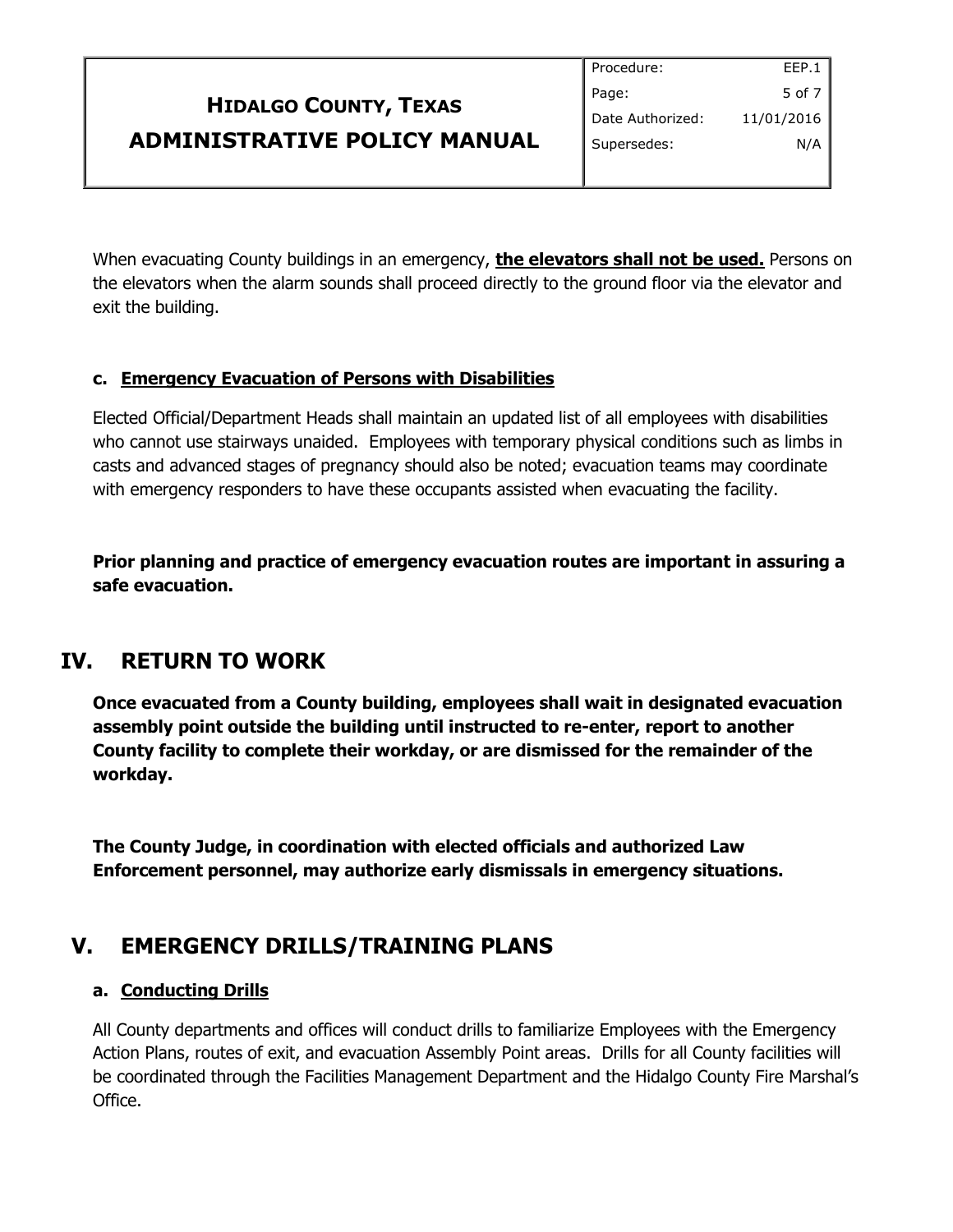When evacuating County buildings in an emergency, **<u>the elevators shall not be used.</u>** Persons on the elevators when the alarm sounds shall proceed directly to the ground floor via the elevator and exit the building.

### c. <u>Emergency Evacuation of Persons with Disabilities</u>

Elected Official/Department Heads shall maintain an updated list of all employees with disabilities who cannot use stairways unaided. Employees with temporary physical conditions such as limbs in casts and advanced stages of pregnancy should also be noted; evacuation teams may coordinate with emergency responders to have these occupants assisted when evacuating the facility.

**Prior planning and practice of emergency evacuation routes are important in assuring a safe evacuation.**

## IV. RETURN TO WORK

**Once evacuated from a County building, employees shall wait in designated evacuation assembly point outside the building until instructed to re-enter, report to another County facility to complete their workday, or are dismissed for the remainder of the workday.**

**The County Judge, in coordination with elected officials and authorized Law Enforcement personnel, may authorize early dismissals in emergency situations.**

## V. EMERGENCY DRILLS/TRAINING PLANS

### a. <u>Conducting Drills</u>

All County departments and offices will conduct drills to familiarize Employees with the Emergency Action Plans, routes of exit, and evacuation Assembly Point areas. Drills for all County facilities will be coordinated through the Facilities Management Department and the Hidalgo County Fire Marshal's Office.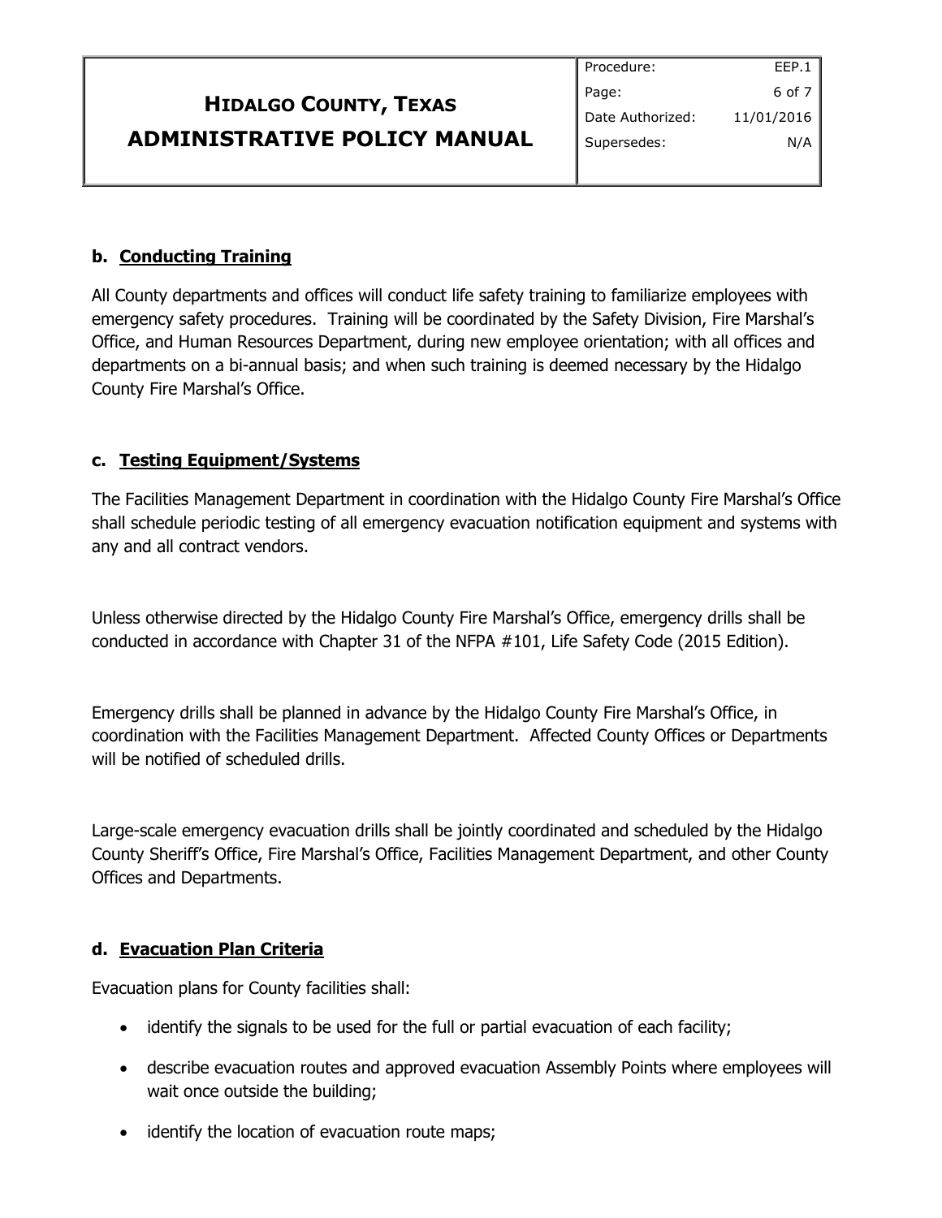### b. <u>Conducting Training</u>

All County departments and offices will conduct life safety training to familiarize employees with emergency safety procedures. Training will be coordinated by the Safety Division, Fire Marshal's Office, and Human Resources Department, during new employee orientation; with all offices and departments on a bi-annual basis; and when such training is deemed necessary by the Hidalgo County Fire Marshal's Office.

### c. <u>Testing Equipment/Systems</u>

The Facilities Management Department in coordination with the Hidalgo County Fire Marshal's Office shall schedule periodic testing of all emergency evacuation notification equipment and systems with any and all contract vendors.

Unless otherwise directed by the Hidalgo County Fire Marshal's Office, emergency drills shall be conducted in accordance with Chapter 31 of the NFPA #101, Life Safety Code (2015 Edition).

Emergency drills shall be planned in advance by the Hidalgo County Fire Marshal's Office, in coordination with the Facilities Management Department. Affected County Offices or Departments will be notified of scheduled drills.

Large-scale emergency evacuation drills shall be jointly coordinated and scheduled by the Hidalgo County Sheriff's Office, Fire Marshal's Office, Facilities Management Department, and other County Offices and Departments.

### d. <u>Evacuation Plan Criteria</u>

Evacuation plans for County facilities shall:

- identify the signals to be used for the full or partial evacuation of each facility;
- describe evacuation routes and approved evacuation Assembly Points where employees will wait once outside the building;
- identify the location of evacuation route maps;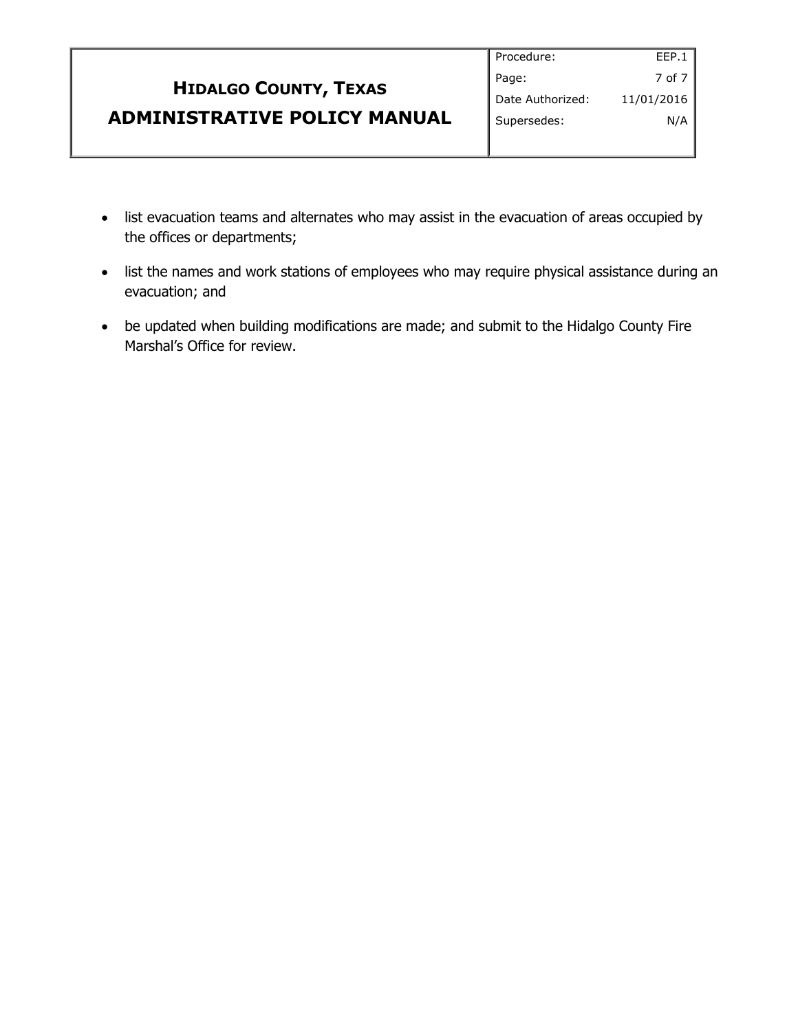- list evacuation teams and alternates who may assist in the evacuation of areas occupied by the offices or departments;
- list the names and work stations of employees who may require physical assistance during an evacuation; and
- be updated when building modifications are made; and submit to the Hidalgo County Fire Marshal's Office for review.